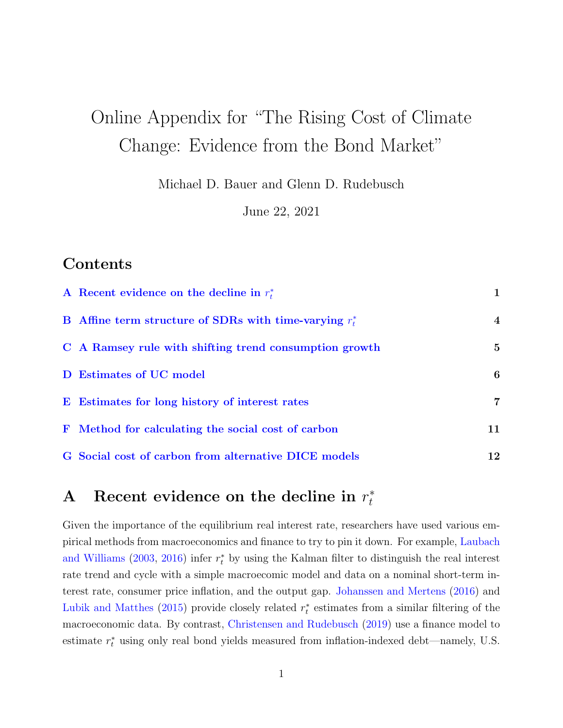# Online Appendix for "The Rising Cost of Climate Change: Evidence from the Bond Market"

Michael D. Bauer and Glenn D. Rudebusch

June 22, 2021

## Contents

| | | |
|---|---|---|
| A | Recent evidence on the decline in $r_t^*$ | 1 |
| B | Affine term structure of SDRs with time-varying $r_t^*$ | 4 |
| C | A Ramsey rule with shifting trend consumption growth | 5 |
| D | Estimates of UC model | 6 |
| E | Estimates for long history of interest rates | 7 |
| F | Method for calculating the social cost of carbon | 11 |
| G | Social cost of carbon from alternative DICE models | 12 |

## A Recent evidence on the decline in $r_t^*$

Given the importance of the equilibrium real interest rate, researchers have used various empirical methods from macroeconomics and finance to try to pin it down. For example, Laubach and Williams (2003, 2016) infer $r_t^*$ by using the Kalman filter to distinguish the real interest rate trend and cycle with a simple macroecomic model and data on a nominal short-term interest rate, consumer price inflation, and the output gap. Johanssen and Mertens (2016) and Lubik and Matthes (2015) provide closely related $r_t^*$ estimates from a similar filtering of the macroeconomic data. By contrast, Christensen and Rudebusch (2019) use a finance model to estimate $r_t^*$ using only real bond yields measured from inflation-indexed debt—namely, U.S.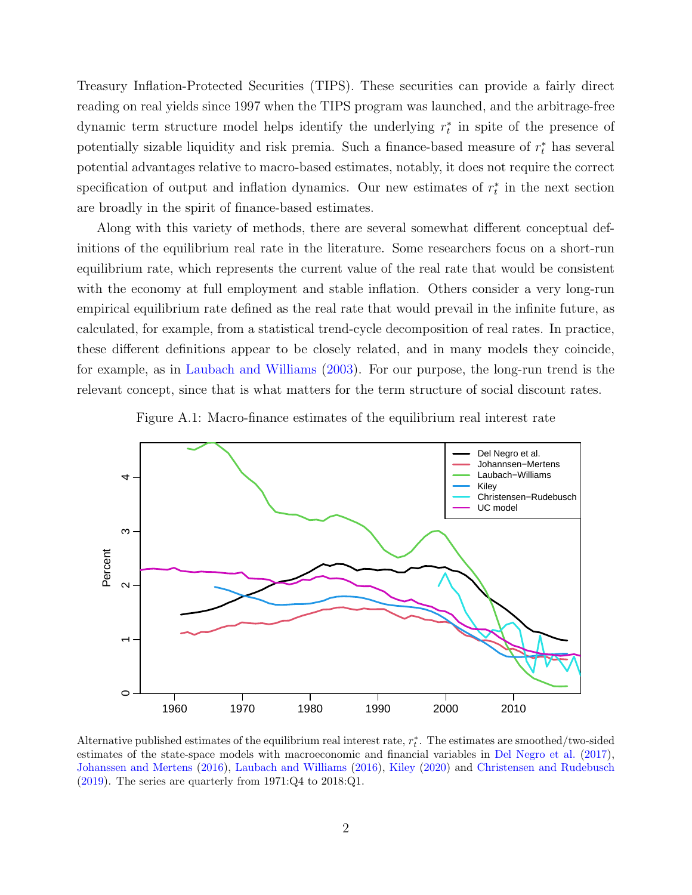Treasury Inflation-Protected Securities (TIPS). These securities can provide a fairly direct reading on real yields since 1997 when the TIPS program was launched, and the arbitrage-free dynamic term structure model helps identify the underlying $r_t^*$ in spite of the presence of potentially sizable liquidity and risk premia. Such a finance-based measure of $r_t^*$ has several potential advantages relative to macro-based estimates, notably, it does not require the correct specification of output and inflation dynamics. Our new estimates of $r_t^*$ in the next section are broadly in the spirit of finance-based estimates.

Along with this variety of methods, there are several somewhat different conceptual definitions of the equilibrium real rate in the literature. Some researchers focus on a short-run equilibrium rate, which represents the current value of the real rate that would be consistent with the economy at full employment and stable inflation. Others consider a very long-run empirical equilibrium rate defined as the real rate that would prevail in the infinite future, as calculated, for example, from a statistical trend-cycle decomposition of real rates. In practice, these different definitions appear to be closely related, and in many models they coincide, for example, as in Laubach and Williams (2003). For our purpose, the long-run trend is the relevant concept, since that is what matters for the term structure of social discount rates.

Figure A.1: Macro-finance estimates of the equilibrium real interest rate

Alternative published estimates of the equilibrium real interest rate, $r_t^*$. The estimates are smoothed/two-sided estimates of the state-space models with macroeconomic and financial variables in Del Negro et al. (2017), Johannsen and Mertens (2016), Laubach and Williams (2016), Kiley (2020) and Christensen and Rudebusch (2019). The series are quarterly from 1971:Q4 to 2018:Q1.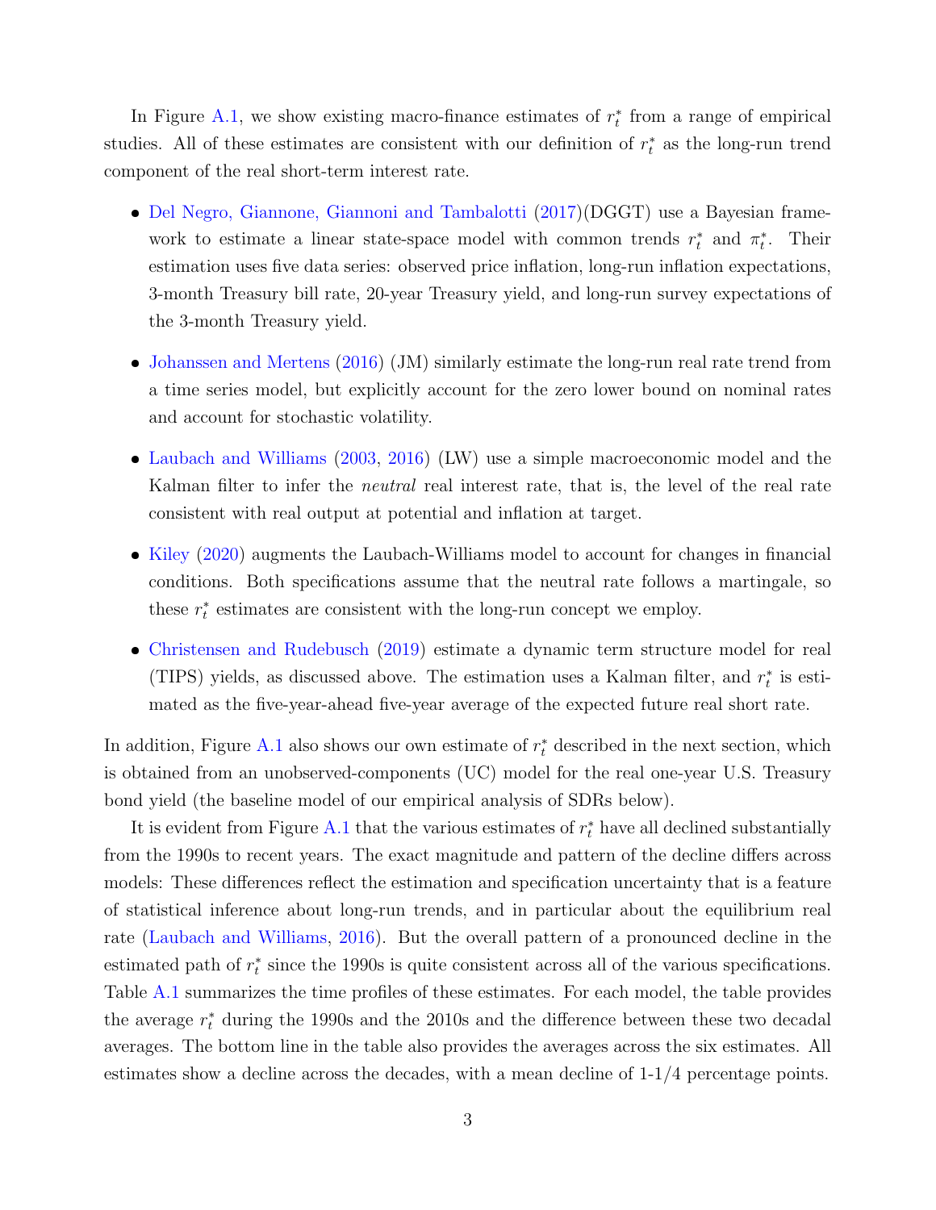In Figure A.1, we show existing macro-finance estimates of $r_t^*$ from a range of empirical studies. All of these estimates are consistent with our definition of $r_t^*$ as the long-run trend component of the real short-term interest rate.

- Del Negro, Giannone, Giannoni and Tambalotti (2017)(DGGT) use a Bayesian framework to estimate a linear state-space model with common trends $r_t^*$ and $\pi_t^*$. Their estimation uses five data series: observed price inflation, long-run inflation expectations, 3-month Treasury bill rate, 20-year Treasury yield, and long-run survey expectations of the 3-month Treasury yield.

- Johanssen and Mertens (2016) (JM) similarly estimate the long-run real rate trend from a time series model, but explicitly account for the zero lower bound on nominal rates and account for stochastic volatility.

- Laubach and Williams (2003, 2016) (LW) use a simple macroeconomic model and the Kalman filter to infer the *neutral* real interest rate, that is, the level of the real rate consistent with real output at potential and inflation at target.

- Kiley (2020) augments the Laubach-Williams model to account for changes in financial conditions. Both specifications assume that the neutral rate follows a martingale, so these $r_t^*$ estimates are consistent with the long-run concept we employ.

- Christensen and Rudebusch (2019) estimate a dynamic term structure model for real (TIPS) yields, as discussed above. The estimation uses a Kalman filter, and $r_t^*$ is estimated as the five-year-ahead five-year average of the expected future real short rate.

In addition, Figure A.1 also shows our own estimate of $r_t^*$ described in the next section, which is obtained from an unobserved-components (UC) model for the real one-year U.S. Treasury bond yield (the baseline model of our empirical analysis of SDRs below).

It is evident from Figure A.1 that the various estimates of $r_t^*$ have all declined substantially from the 1990s to recent years. The exact magnitude and pattern of the decline differs across models: These differences reflect the estimation and specification uncertainty that is a feature of statistical inference about long-run trends, and in particular about the equilibrium real rate (Laubach and Williams, 2016). But the overall pattern of a pronounced decline in the estimated path of $r_t^*$ since the 1990s is quite consistent across all of the various specifications. Table A.1 summarizes the time profiles of these estimates. For each model, the table provides the average $r_t^*$ during the 1990s and the 2010s and the difference between these two decadal averages. The bottom line in the table also provides the averages across the six estimates. All estimates show a decline across the decades, with a mean decline of 1-1/4 percentage points.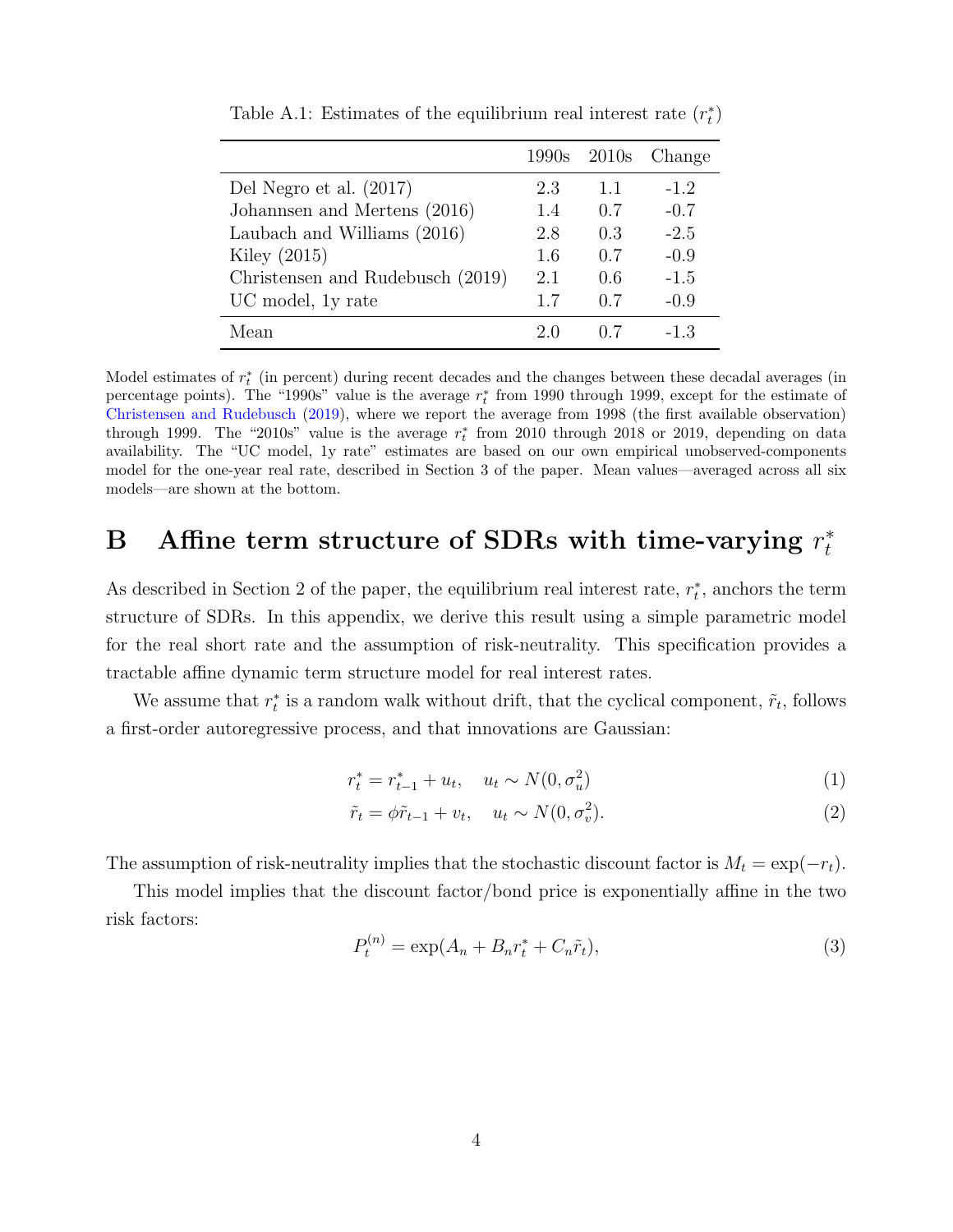Table A.1: Estimates of the equilibrium real interest rate ($r_t^*$)

| | 1990s | 2010s | Change |
|---|---|---|---|
| Del Negro et al. (2017) | 2.3 | 1.1 | -1.2 |
| Johannsen and Mertens (2016) | 1.4 | 0.7 | -0.7 |
| Laubach and Williams (2016) | 2.8 | 0.3 | -2.5 |
| Kiley (2015) | 1.6 | 0.7 | -0.9 |
| Christensen and Rudebusch (2019) | 2.1 | 0.6 | -1.5 |
| UC model, 1y rate | 1.7 | 0.7 | -0.9 |
| Mean | 2.0 | 0.7 | -1.3 |

Model estimates of $r_t^*$ (in percent) during recent decades and the changes between these decadal averages (in percentage points). The "1990s" value is the average $r_t^*$ from 1990 through 1999, except for the estimate of Christensen and Rudebusch (2019), where we report the average from 1998 (the first available observation) through 1999. The "2010s" value is the average $r_t^*$ from 2010 through 2018 or 2019, depending on data availability. The "UC model, 1y rate" estimates are based on our own empirical unobserved-components model for the one-year real rate, described in Section 3 of the paper. Mean values—averaged across all six models—are shown at the bottom.

# B Affine term structure of SDRs with time-varying $r_t^*$

As described in Section 2 of the paper, the equilibrium real interest rate, $r_t^*$, anchors the term structure of SDRs. In this appendix, we derive this result using a simple parametric model for the real short rate and the assumption of risk-neutrality. This specification provides a tractable affine dynamic term structure model for real interest rates.

We assume that $r_t^*$ is a random walk without drift, that the cyclical component, $\tilde{r}_t$, follows a first-order autoregressive process, and that innovations are Gaussian:

$$r_t^* = r_{t-1}^* + u_t, \quad u_t \sim N(0, \sigma_u^2) \tag{1}$$

$$\tilde{r}_t = \phi \tilde{r}_{t-1} + v_t, \quad u_t \sim N(0, \sigma_v^2). \tag{2}$$

The assumption of risk-neutrality implies that the stochastic discount factor is $M_t = \exp(-r_t)$.

This model implies that the discount factor/bond price is exponentially affine in the two risk factors:

$$P_t^{(n)} = \exp(A_n + B_n r_t^* + C_n \tilde{r}_t), \tag{3}$$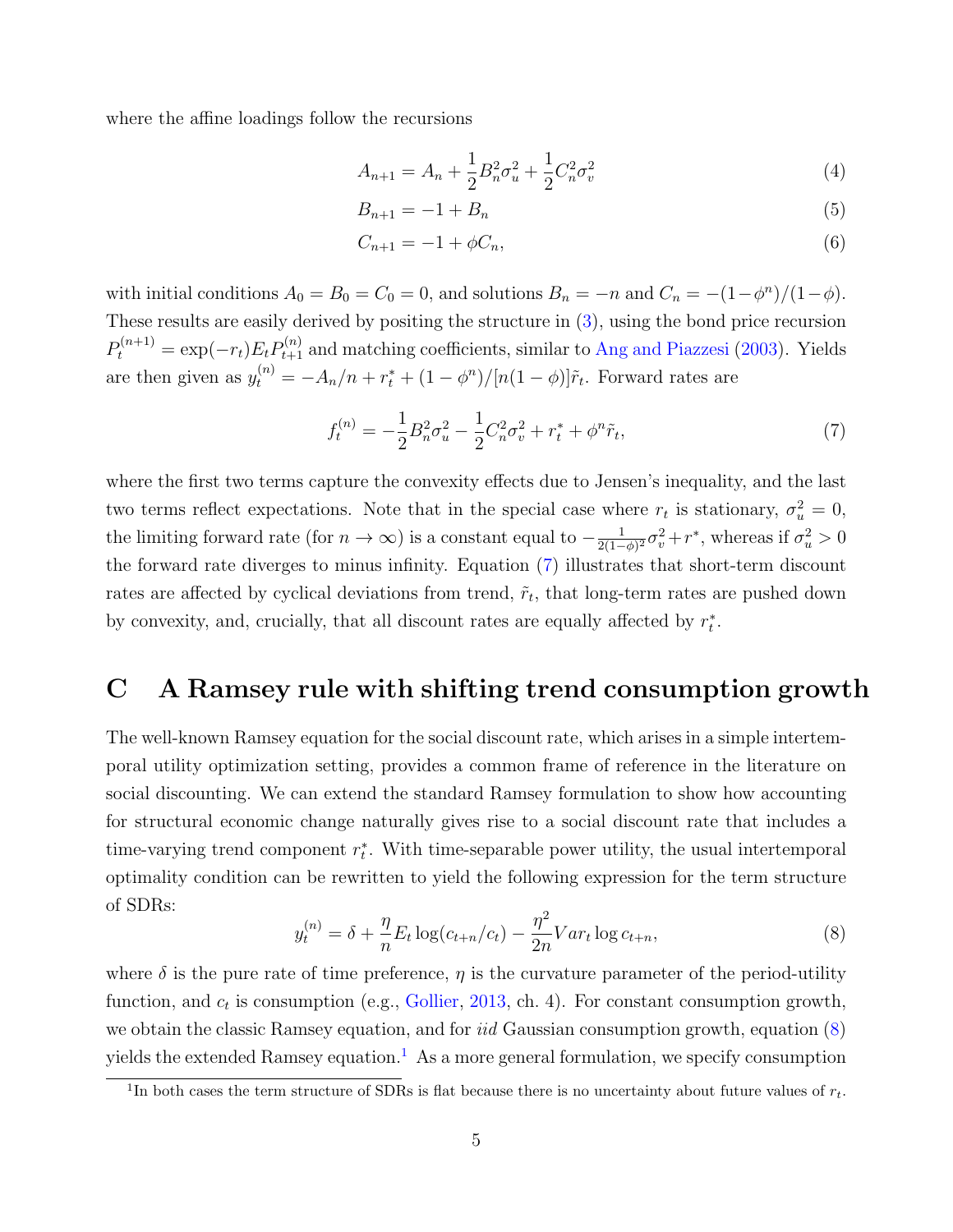where the affine loadings follow the recursions

$$A_{n+1} = A_n + \frac{1}{2}B_n^2\sigma_u^2 + \frac{1}{2}C_n^2\sigma_v^2 \tag{4}$$

$$B_{n+1} = -1 + B_n \tag{5}$$

$$C_{n+1} = -1 + \phi C_n, \tag{6}$$

with initial conditions $A_0 = B_0 = C_0 = 0$, and solutions $B_n = -n$ and $C_n = -(1-\phi^n)/(1-\phi)$. These results are easily derived by positing the structure in (3), using the bond price recursion $P_t^{(n+1)} = \exp(-r_t)E_tP_{t+1}^{(n)}$ and matching coefficients, similar to Ang and Piazzesi (2003). Yields are then given as $y_t^{(n)} = -A_n/n + r_t^* + (1-\phi^n)/[n(1-\phi)]\tilde{r}_t$. Forward rates are

$$f_t^{(n)} = -\frac{1}{2}B_n^2\sigma_u^2 - \frac{1}{2}C_n^2\sigma_v^2 + r_t^* + \phi^n\tilde{r}_t, \tag{7}$$

where the first two terms capture the convexity effects due to Jensen's inequality, and the last two terms reflect expectations. Note that in the special case where $r_t$ is stationary, $\sigma_u^2 = 0$, the limiting forward rate (for $n \to \infty$) is a constant equal to $-\frac{1}{2(1-\phi)^2}\sigma_v^2 + r^*$, whereas if $\sigma_u^2 > 0$ the forward rate diverges to minus infinity. Equation (7) illustrates that short-term discount rates are affected by cyclical deviations from trend, $\tilde{r}_t$, that long-term rates are pushed down by convexity, and, crucially, that all discount rates are equally affected by $r_t^*$.

# C A Ramsey rule with shifting trend consumption growth

The well-known Ramsey equation for the social discount rate, which arises in a simple intertemporal utility optimization setting, provides a common frame of reference in the literature on social discounting. We can extend the standard Ramsey formulation to show how accounting for structural economic change naturally gives rise to a social discount rate that includes a time-varying trend component $r_t^*$. With time-separable power utility, the usual intertemporal optimality condition can be rewritten to yield the following expression for the term structure of SDRs:

$$y_t^{(n)} = \delta + \frac{\eta}{n}E_t\log(c_{t+n}/c_t) - \frac{\eta^2}{2n}Var_t\log c_{t+n}, \tag{8}$$

where $\delta$ is the pure rate of time preference, $\eta$ is the curvature parameter of the period-utility function, and $c_t$ is consumption (e.g., Gollier, 2013, ch. 4). For constant consumption growth, we obtain the classic Ramsey equation, and for *iid* Gaussian consumption growth, equation (8) yields the extended Ramsey equation.[1] As a more general formulation, we specify consumption

[1] In both cases the term structure of SDRs is flat because there is no uncertainty about future values of $r_t$.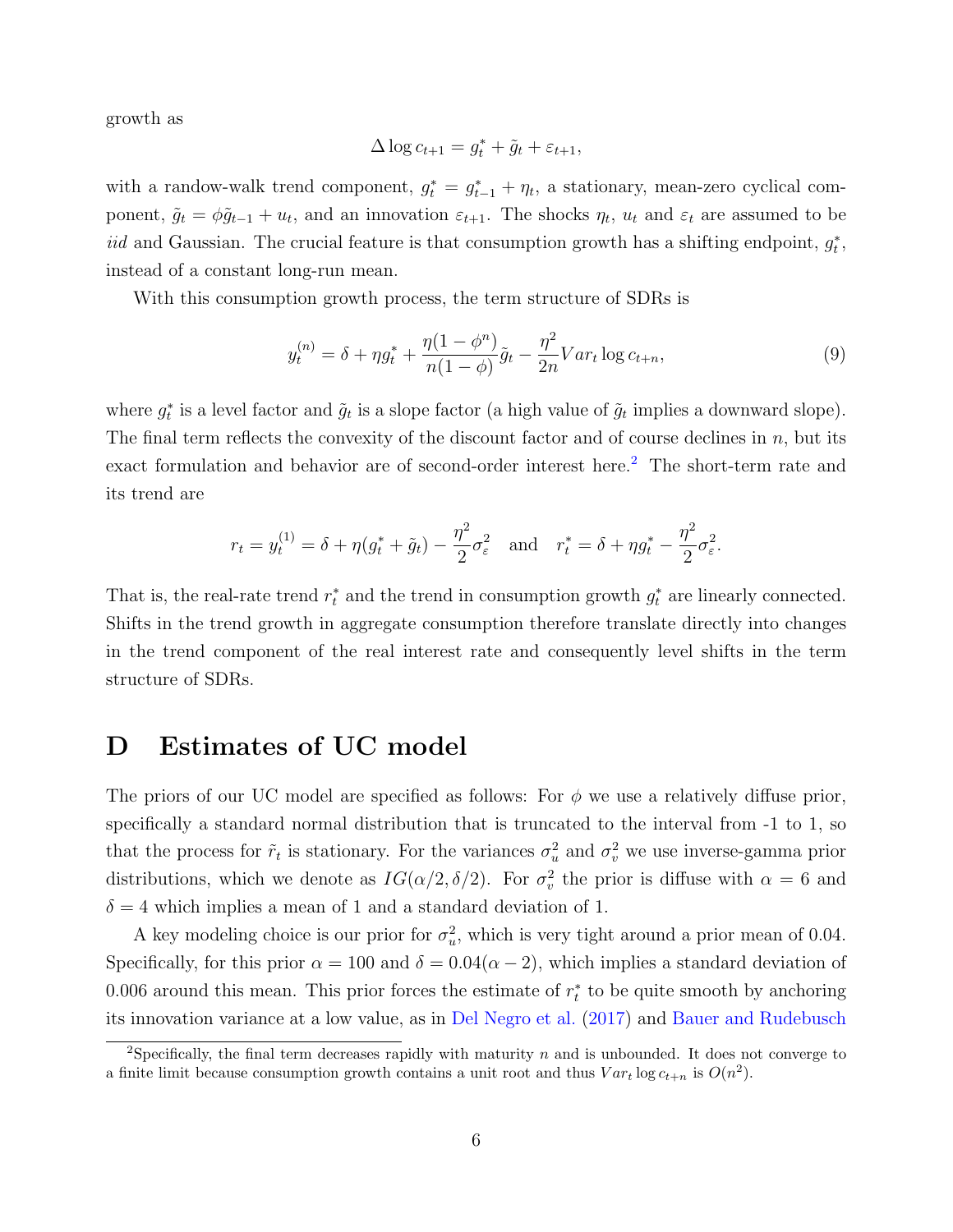growth as

$$\Delta \log c_{t+1} = g_t^* + \tilde{g}_t + \varepsilon_{t+1},$$

with a randow-walk trend component, $g_t^* = g_{t-1}^* + \eta_t$, a stationary, mean-zero cyclical component, $\tilde{g}_t = \phi \tilde{g}_{t-1} + u_t$, and an innovation $\varepsilon_{t+1}$. The shocks $\eta_t$, $u_t$ and $\varepsilon_t$ are assumed to be *iid* and Gaussian. The crucial feature is that consumption growth has a shifting endpoint, $g_t^*$, instead of a constant long-run mean.

With this consumption growth process, the term structure of SDRs is

$$y_t^{(n)} = \delta + \eta g_t^* + \frac{\eta(1-\phi^n)}{n(1-\phi)} \tilde{g}_t - \frac{\eta^2}{2n} Var_t \log c_{t+n}, \tag{9}$$

where $g_t^*$ is a level factor and $\tilde{g}_t$ is a slope factor (a high value of $\tilde{g}_t$ implies a downward slope). The final term reflects the convexity of the discount factor and of course declines in $n$, but its exact formulation and behavior are of second-order interest here.[2] The short-term rate and its trend are

$$r_t = y_t^{(1)} = \delta + \eta(g_t^* + \tilde{g}_t) - \frac{\eta^2}{2}\sigma_\varepsilon^2 \quad \text{and} \quad r_t^* = \delta + \eta g_t^* - \frac{\eta^2}{2}\sigma_\varepsilon^2.$$

That is, the real-rate trend $r_t^*$ and the trend in consumption growth $g_t^*$ are linearly connected. Shifts in the trend growth in aggregate consumption therefore translate directly into changes in the trend component of the real interest rate and consequently level shifts in the term structure of SDRs.

# D Estimates of UC model

The priors of our UC model are specified as follows: For $\phi$ we use a relatively diffuse prior, specifically a standard normal distribution that is truncated to the interval from -1 to 1, so that the process for $\tilde{r}_t$ is stationary. For the variances $\sigma_u^2$ and $\sigma_v^2$ we use inverse-gamma prior distributions, which we denote as $IG(\alpha/2, \delta/2)$. For $\sigma_v^2$ the prior is diffuse with $\alpha = 6$ and $\delta = 4$ which implies a mean of 1 and a standard deviation of 1.

A key modeling choice is our prior for $\sigma_u^2$, which is very tight around a prior mean of 0.04. Specifically, for this prior $\alpha = 100$ and $\delta = 0.04(\alpha - 2)$, which implies a standard deviation of 0.006 around this mean. This prior forces the estimate of $r_t^*$ to be quite smooth by anchoring its innovation variance at a low value, as in Del Negro et al. (2017) and Bauer and Rudebusch

[2] Specifically, the final term decreases rapidly with maturity $n$ and is unbounded. It does not converge to a finite limit because consumption growth contains a unit root and thus $Var_t \log c_{t+n}$ is $O(n^2)$.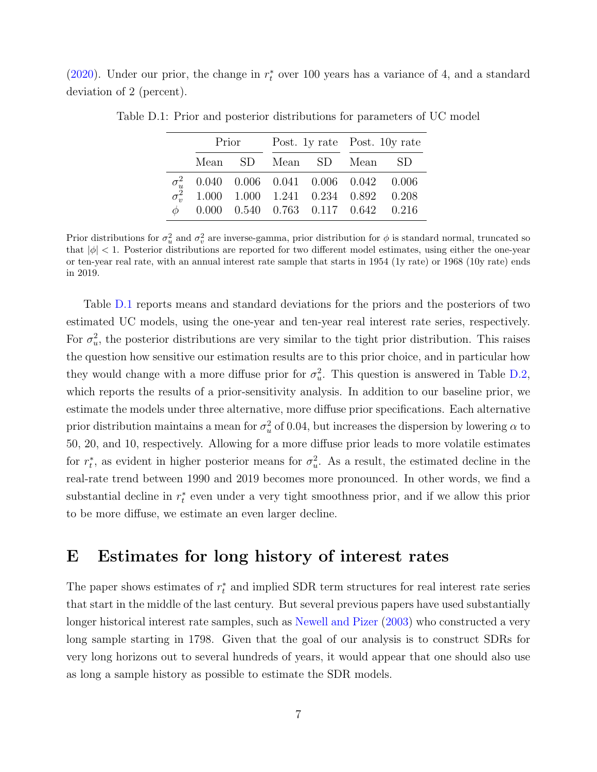(2020). Under our prior, the change in $r_t^*$ over 100 years has a variance of 4, and a standard deviation of 2 (percent).

Table D.1: Prior and posterior distributions for parameters of UC model

| | Prior | | Post. 1y rate | | Post. 10y rate | |
|---|---|---|---|---|---|---|
| | Mean | SD | Mean | SD | Mean | SD |
| $\sigma_u^2$ | 0.040 | 0.006 | 0.041 | 0.006 | 0.042 | 0.006 |
| $\sigma_v^2$ | 1.000 | 1.000 | 1.241 | 0.234 | 0.892 | 0.208 |
| $\phi$ | 0.000 | 0.540 | 0.763 | 0.117 | 0.642 | 0.216 |

Prior distributions for $\sigma_u^2$ and $\sigma_v^2$ are inverse-gamma, prior distribution for $\phi$ is standard normal, truncated so that $|\phi| < 1$. Posterior distributions are reported for two different model estimates, using either the one-year or ten-year real rate, with an annual interest rate sample that starts in 1954 (1y rate) or 1968 (10y rate) ends in 2019.

Table D.1 reports means and standard deviations for the priors and the posteriors of two estimated UC models, using the one-year and ten-year real interest rate series, respectively. For $\sigma_u^2$, the posterior distributions are very similar to the tight prior distribution. This raises the question how sensitive our estimation results are to this prior choice, and in particular how they would change with a more diffuse prior for $\sigma_u^2$. This question is answered in Table D.2, which reports the results of a prior-sensitivity analysis. In addition to our baseline prior, we estimate the models under three alternative, more diffuse prior specifications. Each alternative prior distribution maintains a mean for $\sigma_u^2$ of 0.04, but increases the dispersion by lowering $\alpha$ to 50, 20, and 10, respectively. Allowing for a more diffuse prior leads to more volatile estimates for $r_t^*$, as evident in higher posterior means for $\sigma_u^2$. As a result, the estimated decline in the real-rate trend between 1990 and 2019 becomes more pronounced. In other words, we find a substantial decline in $r_t^*$ even under a very tight smoothness prior, and if we allow this prior to be more diffuse, we estimate an even larger decline.

# E Estimates for long history of interest rates

The paper shows estimates of $r_t^*$ and implied SDR term structures for real interest rate series that start in the middle of the last century. But several previous papers have used substantially longer historical interest rate samples, such as Newell and Pizer (2003) who constructed a very long sample starting in 1798. Given that the goal of our analysis is to construct SDRs for very long horizons out to several hundreds of years, it would appear that one should also use as long a sample history as possible to estimate the SDR models.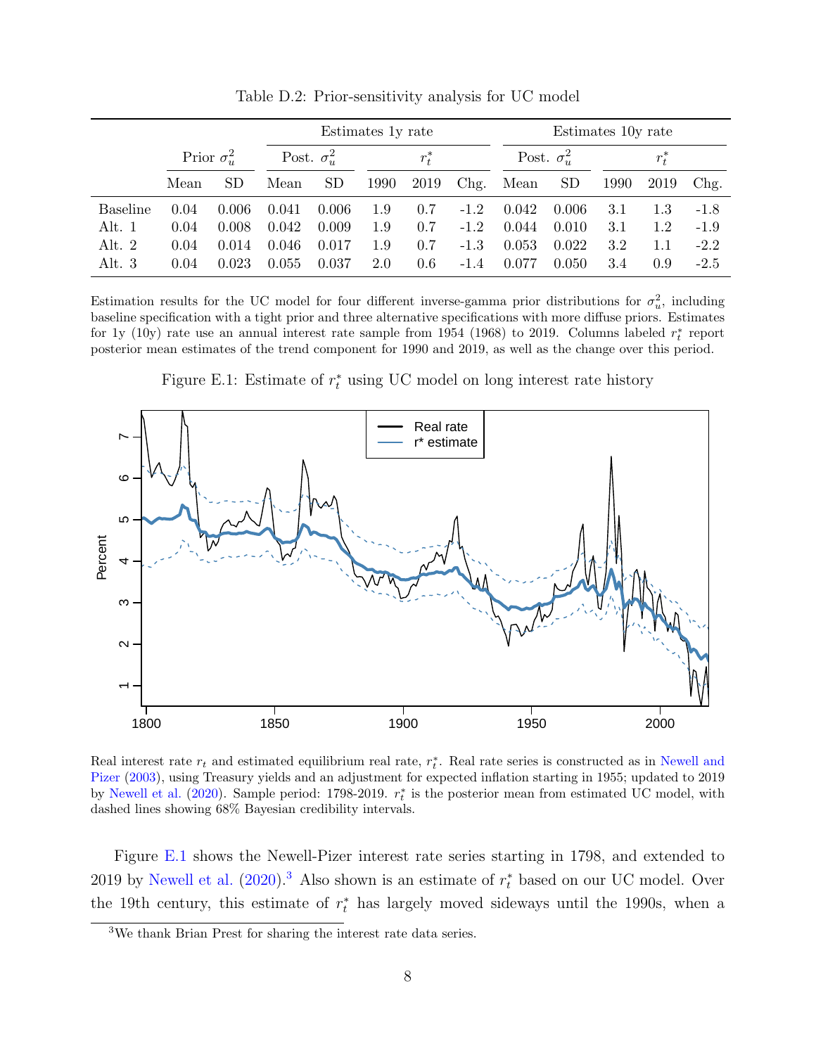Table D.2: Prior-sensitivity analysis for UC model

| | Prior $\sigma_u^2$ | | Estimates 1y rate | | | | | Estimates 10y rate | | | | |
|---|---|---|---|---|---|---|---|---|---|---|---|---|
| | | | Post. $\sigma_u^2$ | | $r_t^*$ | | | Post. $\sigma_u^2$ | | $r_t^*$ | | |
| | Mean | SD | Mean | SD | 1990 | 2019 | Chg. | Mean | SD | 1990 | 2019 | Chg. |
| Baseline | 0.04 | 0.006 | 0.041 | 0.006 | 1.9 | 0.7 | -1.2 | 0.042 | 0.006 | 3.1 | 1.3 | -1.8 |
| Alt. 1 | 0.04 | 0.008 | 0.042 | 0.009 | 1.9 | 0.7 | -1.2 | 0.044 | 0.010 | 3.1 | 1.2 | -1.9 |
| Alt. 2 | 0.04 | 0.014 | 0.046 | 0.017 | 1.9 | 0.7 | -1.3 | 0.053 | 0.022 | 3.2 | 1.1 | -2.2 |
| Alt. 3 | 0.04 | 0.023 | 0.055 | 0.037 | 2.0 | 0.6 | -1.4 | 0.077 | 0.050 | 3.4 | 0.9 | -2.5 |

Estimation results for the UC model for four different inverse-gamma prior distributions for $\sigma_u^2$, including baseline specification with a tight prior and three alternative specifications with more diffuse priors. Estimates for 1y (10y) rate use an annual interest rate sample from 1954 (1968) to 2019. Columns labeled $r_t^*$ report posterior mean estimates of the trend component for 1990 and 2019, as well as the change over this period.

Figure E.1: Estimate of $r_t^*$ using UC model on long interest rate history

Real interest rate $r_t$ and estimated equilibrium real rate, $r_t^*$. Real rate series is constructed as in Newell and Pizer (2003), using Treasury yields and an adjustment for expected inflation starting in 1955; updated to 2019 by Newell et al. (2020). Sample period: 1798-2019. $r_t^*$ is the posterior mean from estimated UC model, with dashed lines showing 68% Bayesian credibility intervals.

Figure E.1 shows the Newell-Pizer interest rate series starting in 1798, and extended to 2019 by Newell et al. (2020).[3] Also shown is an estimate of $r_t^*$ based on our UC model. Over the 19th century, this estimate of $r_t^*$ has largely moved sideways until the 1990s, when a

[3] We thank Brian Prest for sharing the interest rate data series.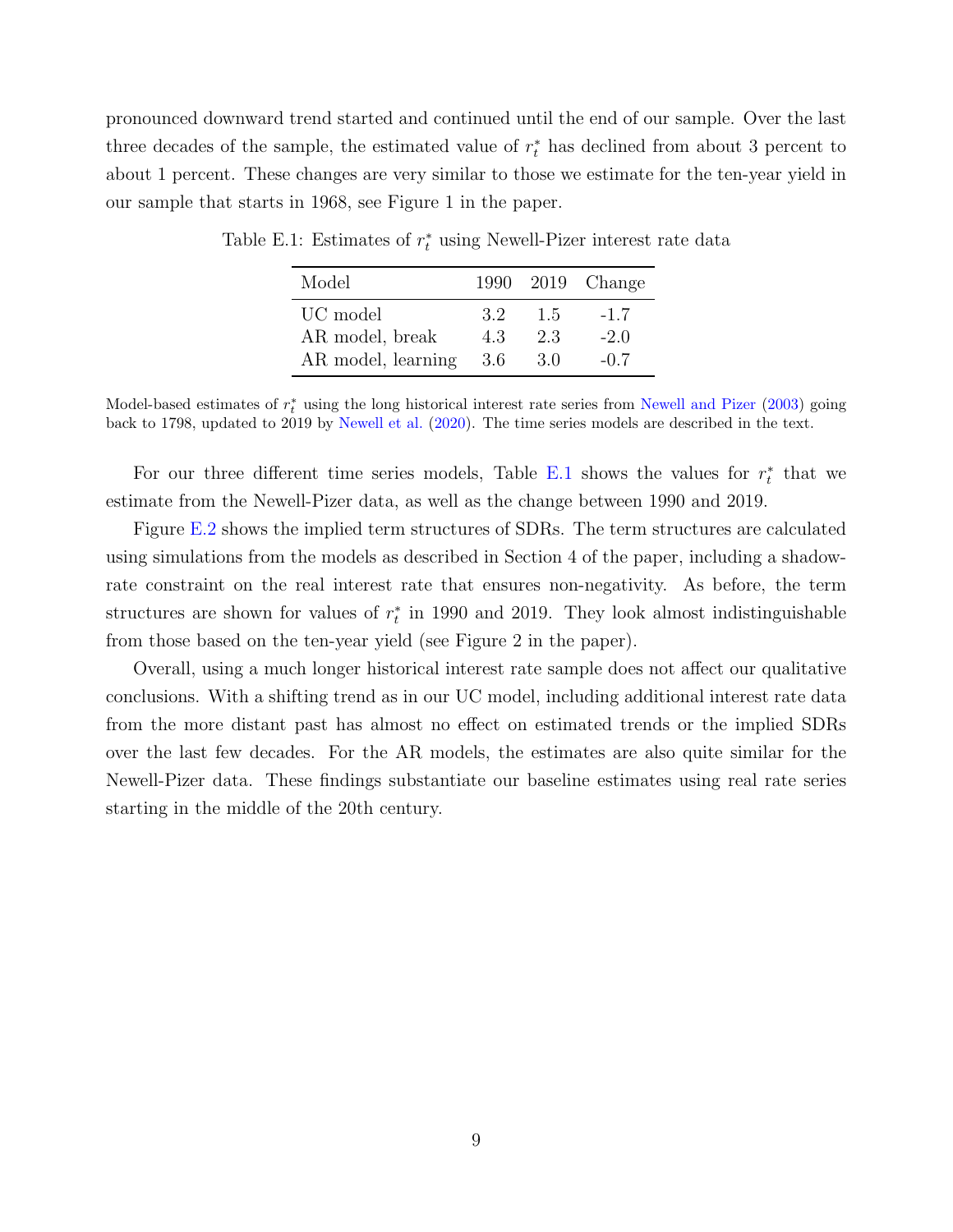pronounced downward trend started and continued until the end of our sample. Over the last three decades of the sample, the estimated value of $r_t^*$ has declined from about 3 percent to about 1 percent. These changes are very similar to those we estimate for the ten-year yield in our sample that starts in 1968, see Figure 1 in the paper.

Table E.1: Estimates of $r_t^*$ using Newell-Pizer interest rate data

| Model | 1990 | 2019 | Change |
|---|---|---|---|
| UC model | 3.2 | 1.5 | -1.7 |
| AR model, break | 4.3 | 2.3 | -2.0 |
| AR model, learning | 3.6 | 3.0 | -0.7 |

Model-based estimates of $r_t^*$ using the long historical interest rate series from Newell and Pizer (2003) going back to 1798, updated to 2019 by Newell et al. (2020). The time series models are described in the text.

For our three different time series models, Table E.1 shows the values for $r_t^*$ that we estimate from the Newell-Pizer data, as well as the change between 1990 and 2019.

Figure E.2 shows the implied term structures of SDRs. The term structures are calculated using simulations from the models as described in Section 4 of the paper, including a shadow-rate constraint on the real interest rate that ensures non-negativity. As before, the term structures are shown for values of $r_t^*$ in 1990 and 2019. They look almost indistinguishable from those based on the ten-year yield (see Figure 2 in the paper).

Overall, using a much longer historical interest rate sample does not affect our qualitative conclusions. With a shifting trend as in our UC model, including additional interest rate data from the more distant past has almost no effect on estimated trends or the implied SDRs over the last few decades. For the AR models, the estimates are also quite similar for the Newell-Pizer data. These findings substantiate our baseline estimates using real rate series starting in the middle of the 20th century.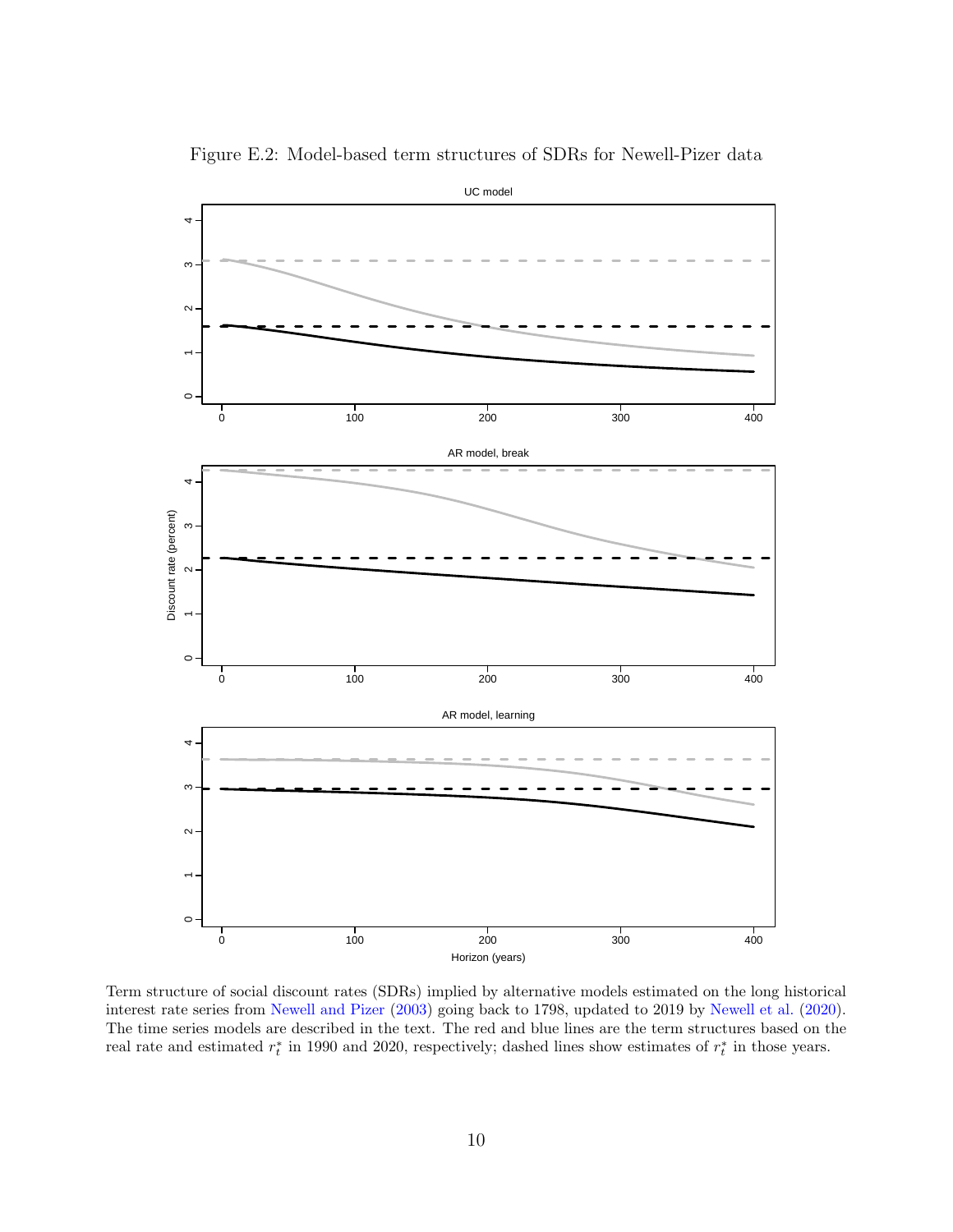Figure E.2: Model-based term structures of SDRs for Newell-Pizer data

Term structure of social discount rates (SDRs) implied by alternative models estimated on the long historical interest rate series from Newell and Pizer (2003) going back to 1798, updated to 2019 by Newell et al. (2020). The time series models are described in the text. The red and blue lines are the term structures based on the real rate and estimated $r_t^*$ in 1990 and 2020, respectively; dashed lines show estimates of $r_t^*$ in those years.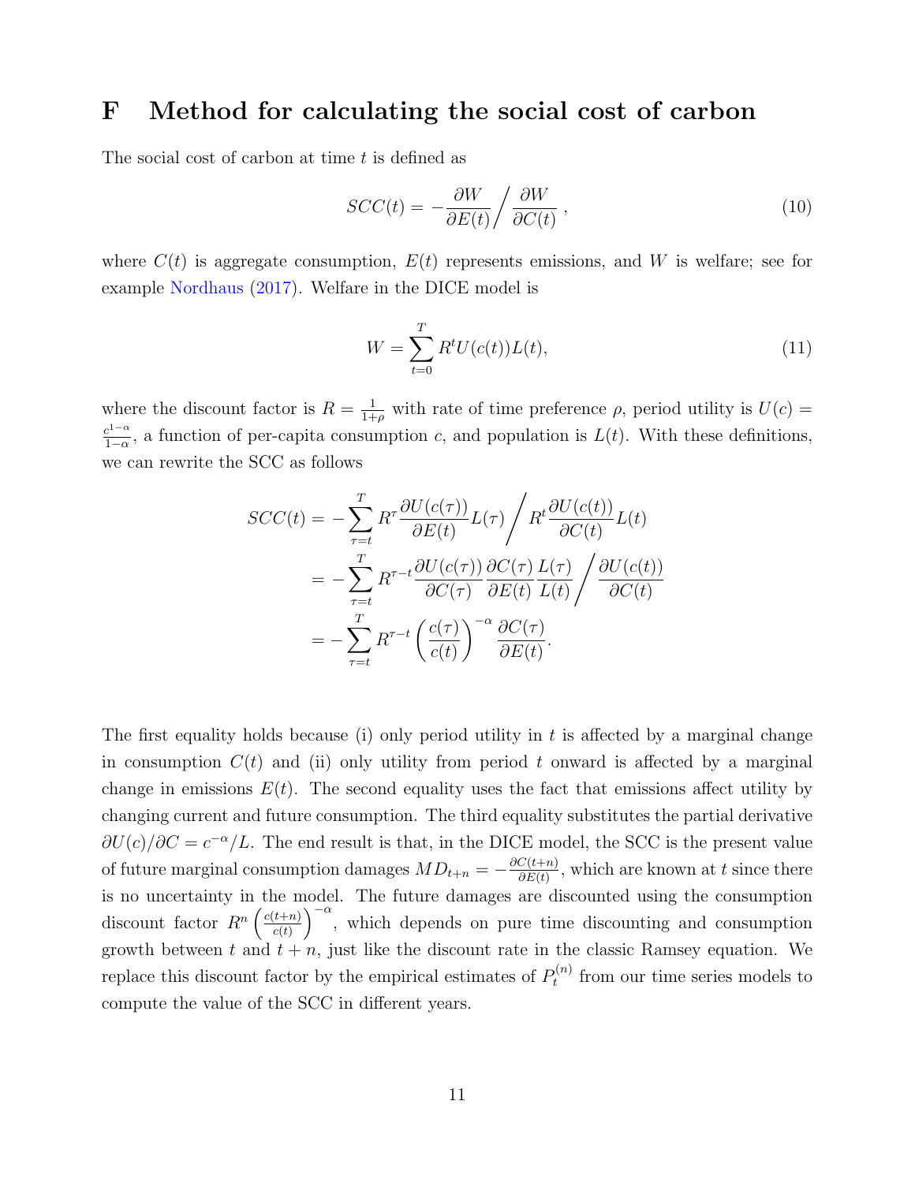# F Method for calculating the social cost of carbon

The social cost of carbon at time $t$ is defined as

$$SCC(t) = -\frac{\partial W}{\partial E(t)} \Big/ \frac{\partial W}{\partial C(t)}\,, \tag{10}$$

where $C(t)$ is aggregate consumption, $E(t)$ represents emissions, and $W$ is welfare; see for example Nordhaus (2017). Welfare in the DICE model is

$$W = \sum_{t=0}^{T} R^t U(c(t))L(t), \tag{11}$$

where the discount factor is $R = \frac{1}{1+\rho}$ with rate of time preference $\rho$, period utility is $U(c) = \frac{c^{1-\alpha}}{1-\alpha}$, a function of per-capita consumption $c$, and population is $L(t)$. With these definitions, we can rewrite the SCC as follows

$$\begin{aligned}
SCC(t) &= -\sum_{\tau=t}^{T} R^{\tau} \frac{\partial U(c(\tau))}{\partial E(t)} L(\tau) \Big/ R^{t} \frac{\partial U(c(t))}{\partial C(t)} L(t) \\
&= -\sum_{\tau=t}^{T} R^{\tau-t} \frac{\partial U(c(\tau))}{\partial C(\tau)} \frac{\partial C(\tau)}{\partial E(t)} \frac{L(\tau)}{L(t)} \Big/ \frac{\partial U(c(t))}{\partial C(t)} \\
&= -\sum_{\tau=t}^{T} R^{\tau-t} \left(\frac{c(\tau)}{c(t)}\right)^{-\alpha} \frac{\partial C(\tau)}{\partial E(t)}.
\end{aligned}$$

The first equality holds because (i) only period utility in $t$ is affected by a marginal change in consumption $C(t)$ and (ii) only utility from period $t$ onward is affected by a marginal change in emissions $E(t)$. The second equality uses the fact that emissions affect utility by changing current and future consumption. The third equality substitutes the partial derivative $\partial U(c)/\partial C = c^{-\alpha}/L$. The end result is that, in the DICE model, the SCC is the present value of future marginal consumption damages $MD_{t+n} = -\frac{\partial C(t+n)}{\partial E(t)}$, which are known at $t$ since there is no uncertainty in the model. The future damages are discounted using the consumption discount factor $R^n \left(\frac{c(t+n)}{c(t)}\right)^{-\alpha}$, which depends on pure time discounting and consumption growth between $t$ and $t+n$, just like the discount rate in the classic Ramsey equation. We replace this discount factor by the empirical estimates of $P_t^{(n)}$ from our time series models to compute the value of the SCC in different years.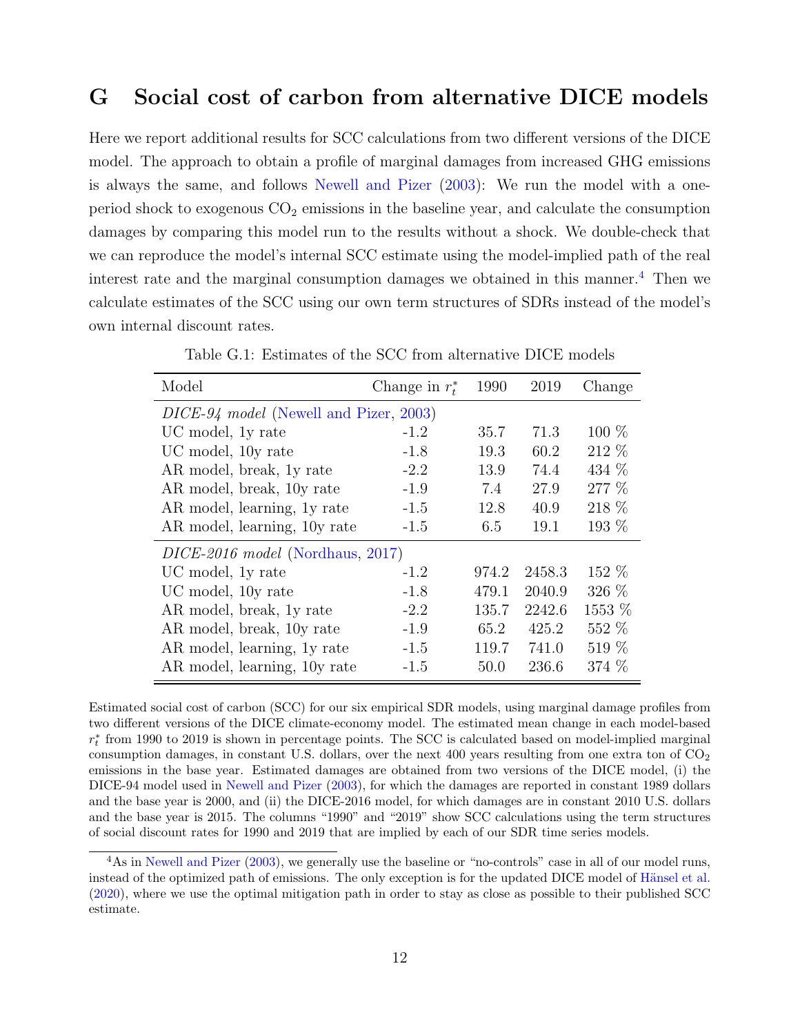# G Social cost of carbon from alternative DICE models

Here we report additional results for SCC calculations from two different versions of the DICE model. The approach to obtain a profile of marginal damages from increased GHG emissions is always the same, and follows Newell and Pizer (2003): We run the model with a one-period shock to exogenous $CO_2$ emissions in the baseline year, and calculate the consumption damages by comparing this model run to the results without a shock. We double-check that we can reproduce the model's internal SCC estimate using the model-implied path of the real interest rate and the marginal consumption damages we obtained in this manner.[4] Then we calculate estimates of the SCC using our own term structures of SDRs instead of the model's own internal discount rates.

Table G.1: Estimates of the SCC from alternative DICE models

| Model | Change in $r_t^*$ | 1990 | 2019 | Change |
|---|---|---|---|---|
| *DICE-94 model* (Newell and Pizer, 2003) | | | | |
| UC model, 1y rate | -1.2 | 35.7 | 71.3 | 100 % |
| UC model, 10y rate | -1.8 | 19.3 | 60.2 | 212 % |
| AR model, break, 1y rate | -2.2 | 13.9 | 74.4 | 434 % |
| AR model, break, 10y rate | -1.9 | 7.4 | 27.9 | 277 % |
| AR model, learning, 1y rate | -1.5 | 12.8 | 40.9 | 218 % |
| AR model, learning, 10y rate | -1.5 | 6.5 | 19.1 | 193 % |
| *DICE-2016 model* (Nordhaus, 2017) | | | | |
| UC model, 1y rate | -1.2 | 974.2 | 2458.3 | 152 % |
| UC model, 10y rate | -1.8 | 479.1 | 2040.9 | 326 % |
| AR model, break, 1y rate | -2.2 | 135.7 | 2242.6 | 1553 % |
| AR model, break, 10y rate | -1.9 | 65.2 | 425.2 | 552 % |
| AR model, learning, 1y rate | -1.5 | 119.7 | 741.0 | 519 % |
| AR model, learning, 10y rate | -1.5 | 50.0 | 236.6 | 374 % |

Estimated social cost of carbon (SCC) for our six empirical SDR models, using marginal damage profiles from two different versions of the DICE climate-economy model. The estimated mean change in each model-based $r_t^*$ from 1990 to 2019 is shown in percentage points. The SCC is calculated based on model-implied marginal consumption damages, in constant U.S. dollars, over the next 400 years resulting from one extra ton of $CO_2$ emissions in the base year. Estimated damages are obtained from two versions of the DICE model, (i) the DICE-94 model used in Newell and Pizer (2003), for which the damages are reported in constant 1989 dollars and the base year is 2000, and (ii) the DICE-2016 model, for which damages are in constant 2010 U.S. dollars and the base year is 2015. The columns "1990" and "2019" show SCC calculations using the term structures of social discount rates for 1990 and 2019 that are implied by each of our SDR time series models.

[4] As in Newell and Pizer (2003), we generally use the baseline or "no-controls" case in all of our model runs, instead of the optimized path of emissions. The only exception is for the updated DICE model of Hänsel et al. (2020), where we use the optimal mitigation path in order to stay as close as possible to their published SCC estimate.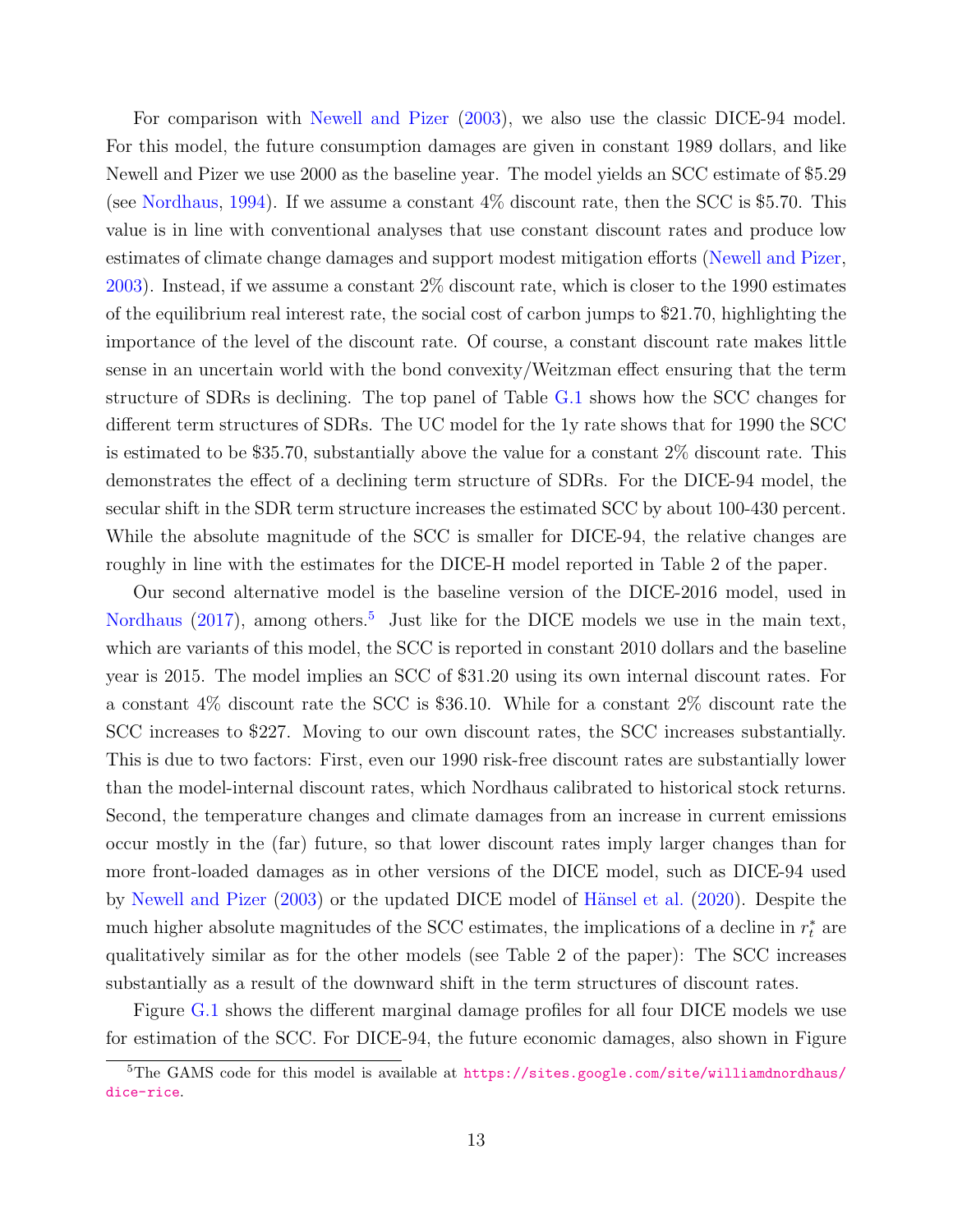For comparison with Newell and Pizer (2003), we also use the classic DICE-94 model. For this model, the future consumption damages are given in constant 1989 dollars, and like Newell and Pizer we use 2000 as the baseline year. The model yields an SCC estimate of $5.29 (see Nordhaus, 1994). If we assume a constant 4% discount rate, then the SCC is $5.70. This value is in line with conventional analyses that use constant discount rates and produce low estimates of climate change damages and support modest mitigation efforts (Newell and Pizer, 2003). Instead, if we assume a constant 2% discount rate, which is closer to the 1990 estimates of the equilibrium real interest rate, the social cost of carbon jumps to $21.70, highlighting the importance of the level of the discount rate. Of course, a constant discount rate makes little sense in an uncertain world with the bond convexity/Weitzman effect ensuring that the term structure of SDRs is declining. The top panel of Table G.1 shows how the SCC changes for different term structures of SDRs. The UC model for the 1y rate shows that for 1990 the SCC is estimated to be $35.70, substantially above the value for a constant 2% discount rate. This demonstrates the effect of a declining term structure of SDRs. For the DICE-94 model, the secular shift in the SDR term structure increases the estimated SCC by about 100-430 percent. While the absolute magnitude of the SCC is smaller for DICE-94, the relative changes are roughly in line with the estimates for the DICE-H model reported in Table 2 of the paper.

Our second alternative model is the baseline version of the DICE-2016 model, used in Nordhaus (2017), among others.[5] Just like for the DICE models we use in the main text, which are variants of this model, the SCC is reported in constant 2010 dollars and the baseline year is 2015. The model implies an SCC of $31.20 using its own internal discount rates. For a constant 4% discount rate the SCC is $36.10. While for a constant 2% discount rate the SCC increases to $227. Moving to our own discount rates, the SCC increases substantially. This is due to two factors: First, even our 1990 risk-free discount rates are substantially lower than the model-internal discount rates, which Nordhaus calibrated to historical stock returns. Second, the temperature changes and climate damages from an increase in current emissions occur mostly in the (far) future, so that lower discount rates imply larger changes than for more front-loaded damages as in other versions of the DICE model, such as DICE-94 used by Newell and Pizer (2003) or the updated DICE model of Hänsel et al. (2020). Despite the much higher absolute magnitudes of the SCC estimates, the implications of a decline in $r_t^*$ are qualitatively similar as for the other models (see Table 2 of the paper): The SCC increases substantially as a result of the downward shift in the term structures of discount rates.

Figure G.1 shows the different marginal damage profiles for all four DICE models we use for estimation of the SCC. For DICE-94, the future economic damages, also shown in Figure

[5] The GAMS code for this model is available at https://sites.google.com/site/williamdnordhaus/dice-rice.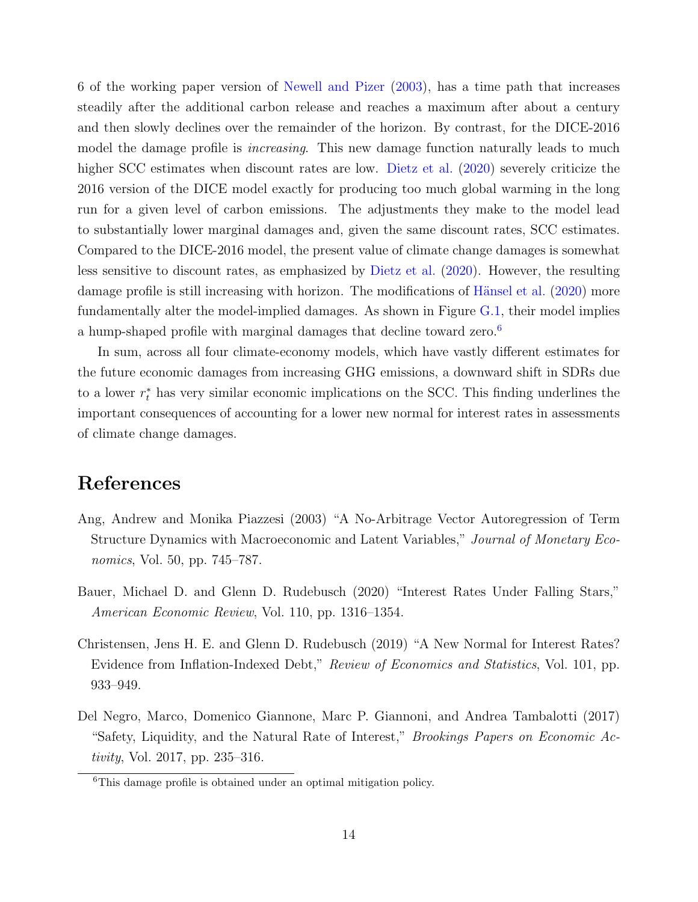6 of the working paper version of Newell and Pizer (2003), has a time path that increases steadily after the additional carbon release and reaches a maximum after about a century and then slowly declines over the remainder of the horizon. By contrast, for the DICE-2016 model the damage profile is *increasing*. This new damage function naturally leads to much higher SCC estimates when discount rates are low. Dietz et al. (2020) severely criticize the 2016 version of the DICE model exactly for producing too much global warming in the long run for a given level of carbon emissions. The adjustments they make to the model lead to substantially lower marginal damages and, given the same discount rates, SCC estimates. Compared to the DICE-2016 model, the present value of climate change damages is somewhat less sensitive to discount rates, as emphasized by Dietz et al. (2020). However, the resulting damage profile is still increasing with horizon. The modifications of Hänsel et al. (2020) more fundamentally alter the model-implied damages. As shown in Figure G.1, their model implies a hump-shaped profile with marginal damages that decline toward zero.[6]

In sum, across all four climate-economy models, which have vastly different estimates for the future economic damages from increasing GHG emissions, a downward shift in SDRs due to a lower $r_t^*$ has very similar economic implications on the SCC. This finding underlines the important consequences of accounting for a lower new normal for interest rates in assessments of climate change damages.

# References

Ang, Andrew and Monika Piazzesi (2003) "A No-Arbitrage Vector Autoregression of Term Structure Dynamics with Macroeconomic and Latent Variables," *Journal of Monetary Economics*, Vol. 50, pp. 745–787.

Bauer, Michael D. and Glenn D. Rudebusch (2020) "Interest Rates Under Falling Stars," *American Economic Review*, Vol. 110, pp. 1316–1354.

Christensen, Jens H. E. and Glenn D. Rudebusch (2019) "A New Normal for Interest Rates? Evidence from Inflation-Indexed Debt," *Review of Economics and Statistics*, Vol. 101, pp. 933–949.

Del Negro, Marco, Domenico Giannone, Marc P. Giannoni, and Andrea Tambalotti (2017) "Safety, Liquidity, and the Natural Rate of Interest," *Brookings Papers on Economic Activity*, Vol. 2017, pp. 235–316.

[6] This damage profile is obtained under an optimal mitigation policy.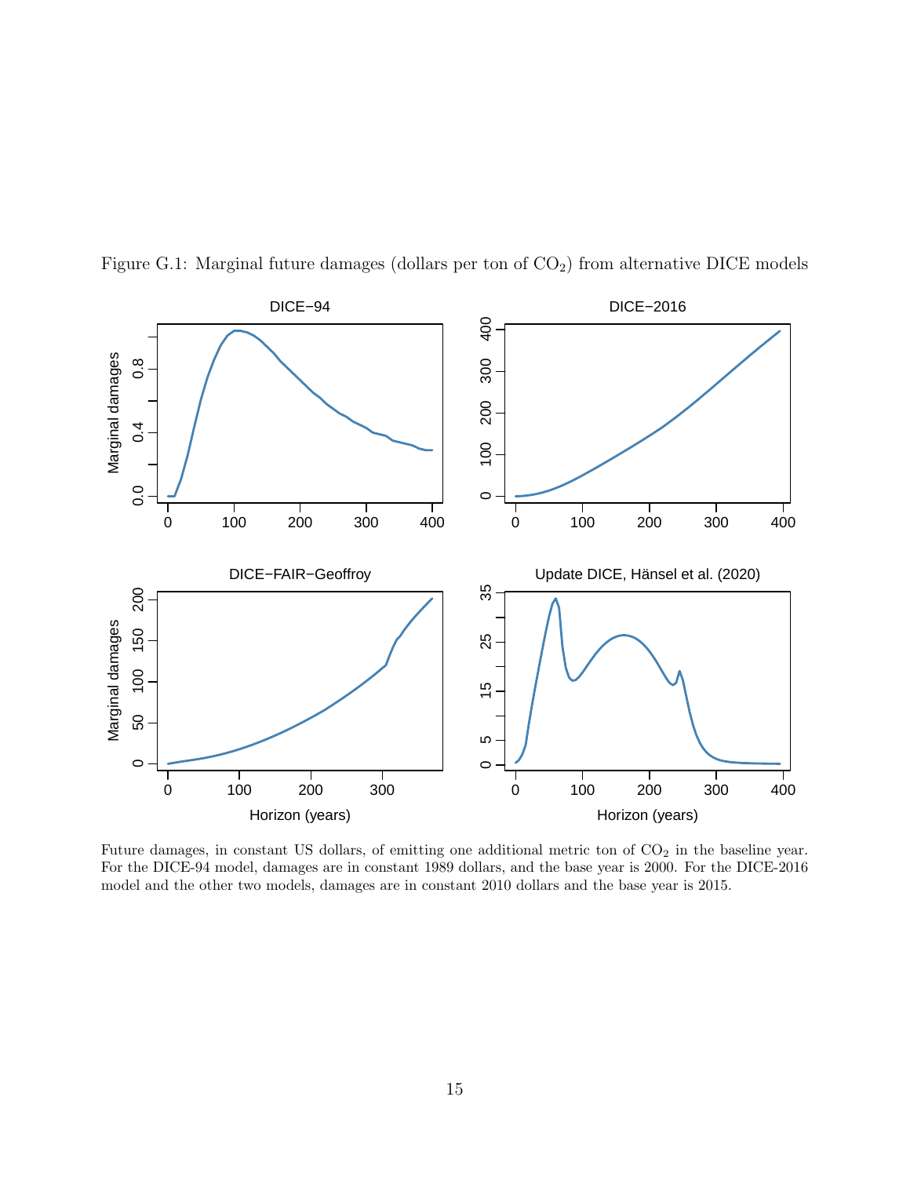Figure G.1: Marginal future damages (dollars per ton of $CO_2$) from alternative DICE models

Future damages, in constant US dollars, of emitting one additional metric ton of $CO_2$ in the baseline year. For the DICE-94 model, damages are in constant 1989 dollars, and the base year is 2000. For the DICE-2016 model and the other two models, damages are in constant 2010 dollars and the base year is 2015.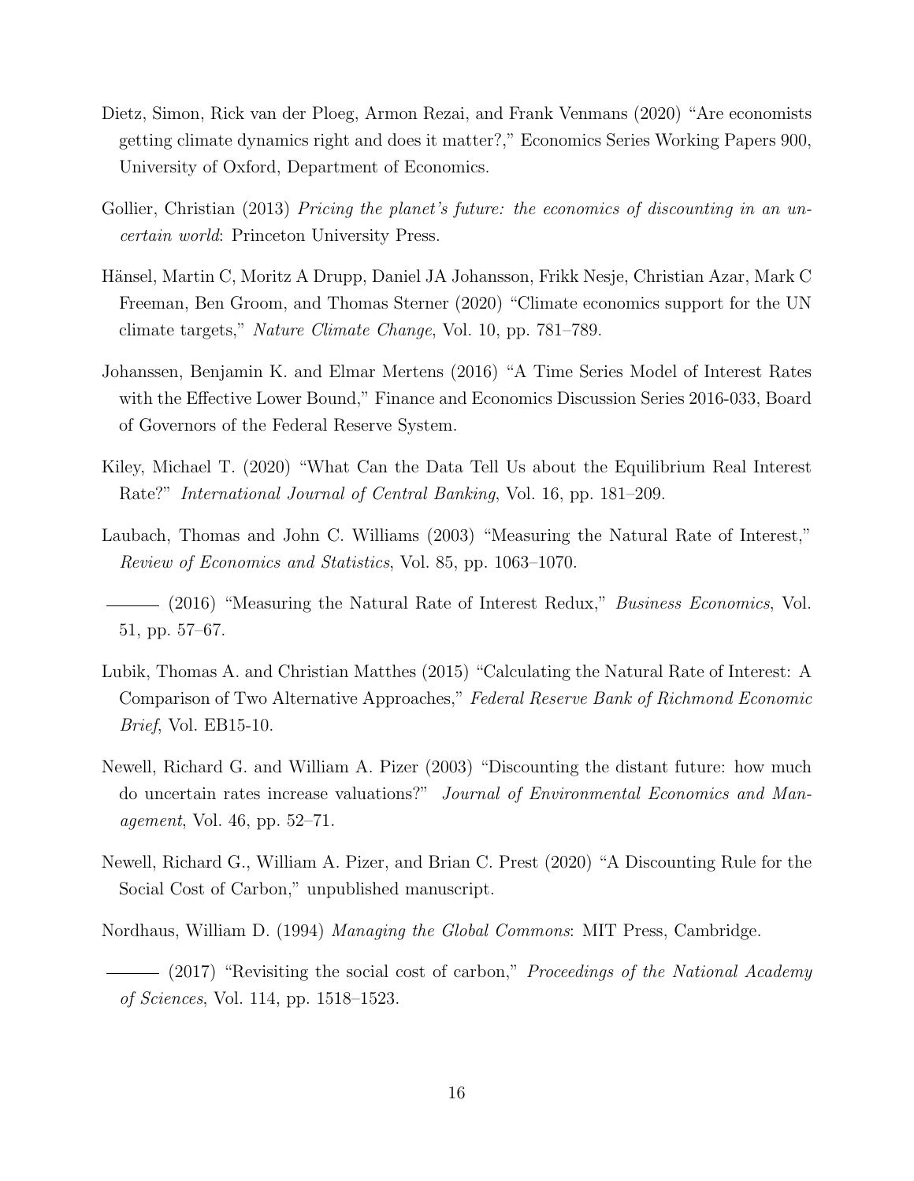Dietz, Simon, Rick van der Ploeg, Armon Rezai, and Frank Venmans (2020) "Are economists getting climate dynamics right and does it matter?," Economics Series Working Papers 900, University of Oxford, Department of Economics.

Gollier, Christian (2013) *Pricing the planet's future: the economics of discounting in an uncertain world*: Princeton University Press.

Hänsel, Martin C, Moritz A Drupp, Daniel JA Johansson, Frikk Nesje, Christian Azar, Mark C Freeman, Ben Groom, and Thomas Sterner (2020) "Climate economics support for the UN climate targets," *Nature Climate Change*, Vol. 10, pp. 781–789.

Johanssen, Benjamin K. and Elmar Mertens (2016) "A Time Series Model of Interest Rates with the Effective Lower Bound," Finance and Economics Discussion Series 2016-033, Board of Governors of the Federal Reserve System.

Kiley, Michael T. (2020) "What Can the Data Tell Us about the Equilibrium Real Interest Rate?" *International Journal of Central Banking*, Vol. 16, pp. 181–209.

Laubach, Thomas and John C. Williams (2003) "Measuring the Natural Rate of Interest," *Review of Economics and Statistics*, Vol. 85, pp. 1063–1070.

——— (2016) "Measuring the Natural Rate of Interest Redux," *Business Economics*, Vol. 51, pp. 57–67.

Lubik, Thomas A. and Christian Matthes (2015) "Calculating the Natural Rate of Interest: A Comparison of Two Alternative Approaches," *Federal Reserve Bank of Richmond Economic Brief*, Vol. EB15-10.

Newell, Richard G. and William A. Pizer (2003) "Discounting the distant future: how much do uncertain rates increase valuations?" *Journal of Environmental Economics and Management*, Vol. 46, pp. 52–71.

Newell, Richard G., William A. Pizer, and Brian C. Prest (2020) "A Discounting Rule for the Social Cost of Carbon," unpublished manuscript.

Nordhaus, William D. (1994) *Managing the Global Commons*: MIT Press, Cambridge.

——— (2017) "Revisiting the social cost of carbon," *Proceedings of the National Academy of Sciences*, Vol. 114, pp. 1518–1523.